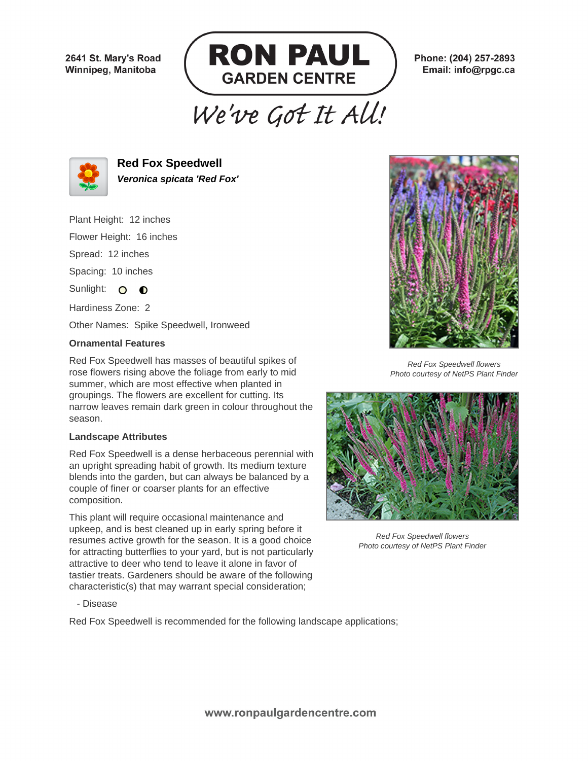2641 St. Mary's Road
Winnipeg, Manitoba

# RON PAUL GARDEN CENTRE

We've Got It All!

Phone: (204) 257-2893
Email: info@rpgc.ca

## Red Fox Speedwell

***Veronica spicata 'Red Fox'***

Plant Height: 12 inches

Flower Height: 16 inches

Spread: 12 inches

Spacing: 10 inches

Sunlight:

Hardiness Zone: 2

Other Names: Spike Speedwell, Ironweed

### Ornamental Features

Red Fox Speedwell has masses of beautiful spikes of rose flowers rising above the foliage from early to mid summer, which are most effective when planted in groupings. The flowers are excellent for cutting. Its narrow leaves remain dark green in colour throughout the season.

### Landscape Attributes

Red Fox Speedwell is a dense herbaceous perennial with an upright spreading habit of growth. Its medium texture blends into the garden, but can always be balanced by a couple of finer or coarser plants for an effective composition.

This plant will require occasional maintenance and upkeep, and is best cleaned up in early spring before it resumes active growth for the season. It is a good choice for attracting butterflies to your yard, but is not particularly attractive to deer who tend to leave it alone in favor of tastier treats. Gardeners should be aware of the following characteristic(s) that may warrant special consideration;

- Disease

Red Fox Speedwell is recommended for the following landscape applications;

*Red Fox Speedwell flowers*
*Photo courtesy of NetPS Plant Finder*

*Red Fox Speedwell flowers*
*Photo courtesy of NetPS Plant Finder*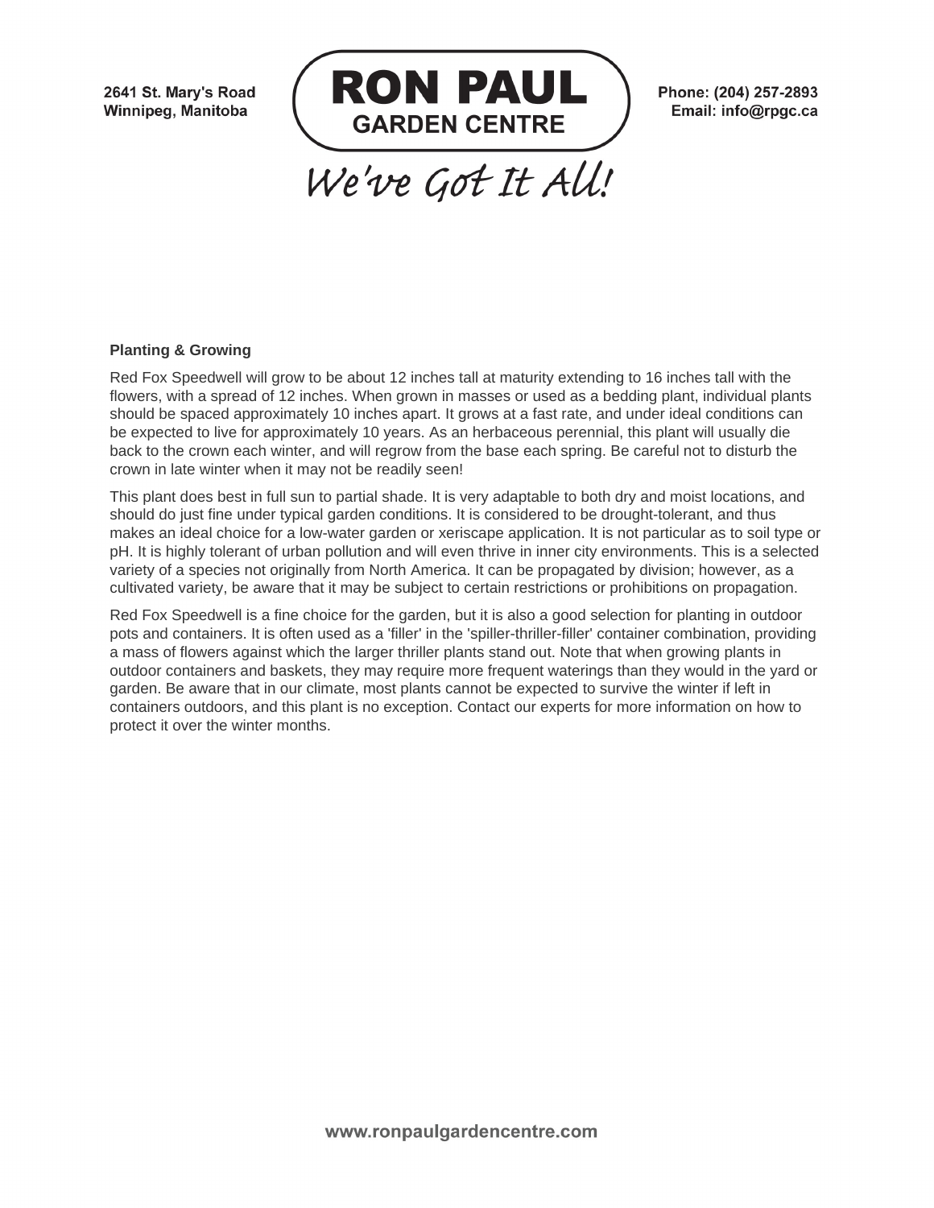**Planting & Growing**

Red Fox Speedwell will grow to be about 12 inches tall at maturity extending to 16 inches tall with the flowers, with a spread of 12 inches. When grown in masses or used as a bedding plant, individual plants should be spaced approximately 10 inches apart. It grows at a fast rate, and under ideal conditions can be expected to live for approximately 10 years. As an herbaceous perennial, this plant will usually die back to the crown each winter, and will regrow from the base each spring. Be careful not to disturb the crown in late winter when it may not be readily seen!

This plant does best in full sun to partial shade. It is very adaptable to both dry and moist locations, and should do just fine under typical garden conditions. It is considered to be drought-tolerant, and thus makes an ideal choice for a low-water garden or xeriscape application. It is not particular as to soil type or pH. It is highly tolerant of urban pollution and will even thrive in inner city environments. This is a selected variety of a species not originally from North America. It can be propagated by division; however, as a cultivated variety, be aware that it may be subject to certain restrictions or prohibitions on propagation.

Red Fox Speedwell is a fine choice for the garden, but it is also a good selection for planting in outdoor pots and containers. It is often used as a 'filler' in the 'spiller-thriller-filler' container combination, providing a mass of flowers against which the larger thriller plants stand out. Note that when growing plants in outdoor containers and baskets, they may require more frequent waterings than they would in the yard or garden. Be aware that in our climate, most plants cannot be expected to survive the winter if left in containers outdoors, and this plant is no exception. Contact our experts for more information on how to protect it over the winter months.